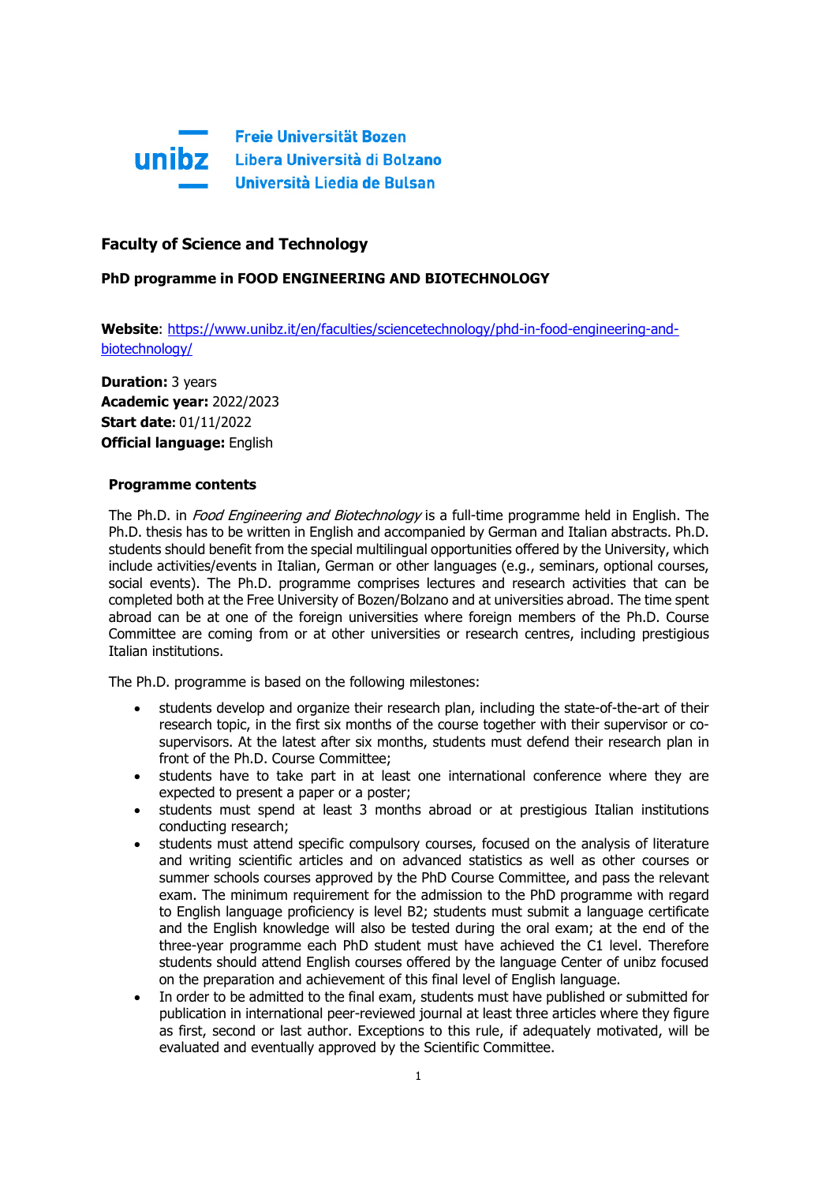unibz

Freie Universität Bozen
Libera Università di Bolzano
Università Liedia de Bulsan

## Faculty of Science and Technology

### PhD programme in FOOD ENGINEERING AND BIOTECHNOLOGY

**Website**: [https://www.unibz.it/en/faculties/sciencetechnology/phd-in-food-engineering-and-biotechnology/](https://www.unibz.it/en/faculties/sciencetechnology/phd-in-food-engineering-and-biotechnology/)

**Duration:** 3 years
**Academic year:** 2022/2023
**Start date**: 01/11/2022
**Official language:** English

### Programme contents

The Ph.D. in *Food Engineering and Biotechnology* is a full-time programme held in English. The Ph.D. thesis has to be written in English and accompanied by German and Italian abstracts. Ph.D. students should benefit from the special multilingual opportunities offered by the University, which include activities/events in Italian, German or other languages (e.g., seminars, optional courses, social events). The Ph.D. programme comprises lectures and research activities that can be completed both at the Free University of Bozen/Bolzano and at universities abroad. The time spent abroad can be at one of the foreign universities where foreign members of the Ph.D. Course Committee are coming from or at other universities or research centres, including prestigious Italian institutions.

The Ph.D. programme is based on the following milestones:

- students develop and organize their research plan, including the state-of-the-art of their research topic, in the first six months of the course together with their supervisor or co-supervisors. At the latest after six months, students must defend their research plan in front of the Ph.D. Course Committee;
- students have to take part in at least one international conference where they are expected to present a paper or a poster;
- students must spend at least 3 months abroad or at prestigious Italian institutions conducting research;
- students must attend specific compulsory courses, focused on the analysis of literature and writing scientific articles and on advanced statistics as well as other courses or summer schools courses approved by the PhD Course Committee, and pass the relevant exam. The minimum requirement for the admission to the PhD programme with regard to English language proficiency is level B2; students must submit a language certificate and the English knowledge will also be tested during the oral exam; at the end of the three-year programme each PhD student must have achieved the C1 level. Therefore students should attend English courses offered by the language Center of unibz focused on the preparation and achievement of this final level of English language.
- In order to be admitted to the final exam, students must have published or submitted for publication in international peer-reviewed journal at least three articles where they figure as first, second or last author. Exceptions to this rule, if adequately motivated, will be evaluated and eventually approved by the Scientific Committee.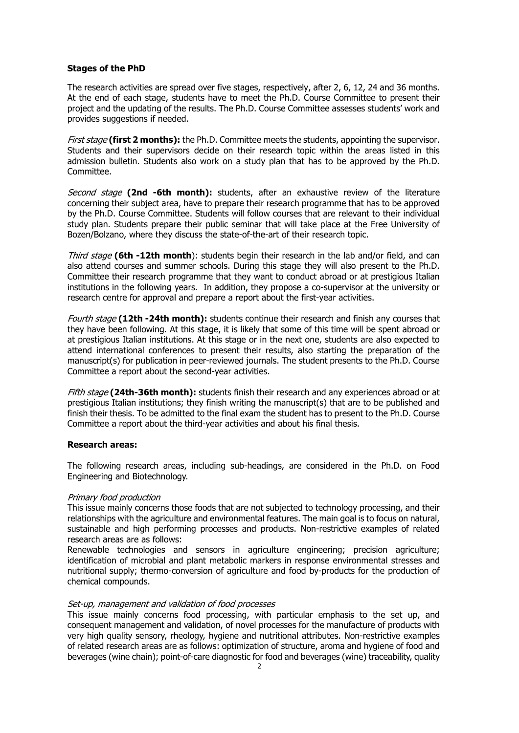**Stages of the PhD**

The research activities are spread over five stages, respectively, after 2, 6, 12, 24 and 36 months. At the end of each stage, students have to meet the Ph.D. Course Committee to present their project and the updating of the results. The Ph.D. Course Committee assesses students' work and provides suggestions if needed.

*First stage* **(first 2 months):** the Ph.D. Committee meets the students, appointing the supervisor. Students and their supervisors decide on their research topic within the areas listed in this admission bulletin. Students also work on a study plan that has to be approved by the Ph.D. Committee.

*Second stage* **(2nd -6th month):** students, after an exhaustive review of the literature concerning their subject area, have to prepare their research programme that has to be approved by the Ph.D. Course Committee. Students will follow courses that are relevant to their individual study plan. Students prepare their public seminar that will take place at the Free University of Bozen/Bolzano, where they discuss the state-of-the-art of their research topic.

*Third stage* **(6th -12th month**): students begin their research in the lab and/or field, and can also attend courses and summer schools. During this stage they will also present to the Ph.D. Committee their research programme that they want to conduct abroad or at prestigious Italian institutions in the following years. In addition, they propose a co-supervisor at the university or research centre for approval and prepare a report about the first-year activities.

*Fourth stage* **(12th -24th month):** students continue their research and finish any courses that they have been following. At this stage, it is likely that some of this time will be spent abroad or at prestigious Italian institutions. At this stage or in the next one, students are also expected to attend international conferences to present their results, also starting the preparation of the manuscript(s) for publication in peer-reviewed journals. The student presents to the Ph.D. Course Committee a report about the second-year activities.

*Fifth stage* **(24th-36th month):** students finish their research and any experiences abroad or at prestigious Italian institutions; they finish writing the manuscript(s) that are to be published and finish their thesis. To be admitted to the final exam the student has to present to the Ph.D. Course Committee a report about the third-year activities and about his final thesis.

**Research areas:**

The following research areas, including sub-headings, are considered in the Ph.D. on Food Engineering and Biotechnology.

*Primary food production*

This issue mainly concerns those foods that are not subjected to technology processing, and their relationships with the agriculture and environmental features. The main goal is to focus on natural, sustainable and high performing processes and products. Non-restrictive examples of related research areas are as follows:

Renewable technologies and sensors in agriculture engineering; precision agriculture; identification of microbial and plant metabolic markers in response environmental stresses and nutritional supply; thermo-conversion of agriculture and food by-products for the production of chemical compounds.

*Set-up, management and validation of food processes*

This issue mainly concerns food processing, with particular emphasis to the set up, and consequent management and validation, of novel processes for the manufacture of products with very high quality sensory, rheology, hygiene and nutritional attributes. Non-restrictive examples of related research areas are as follows: optimization of structure, aroma and hygiene of food and beverages (wine chain); point-of-care diagnostic for food and beverages (wine) traceability, quality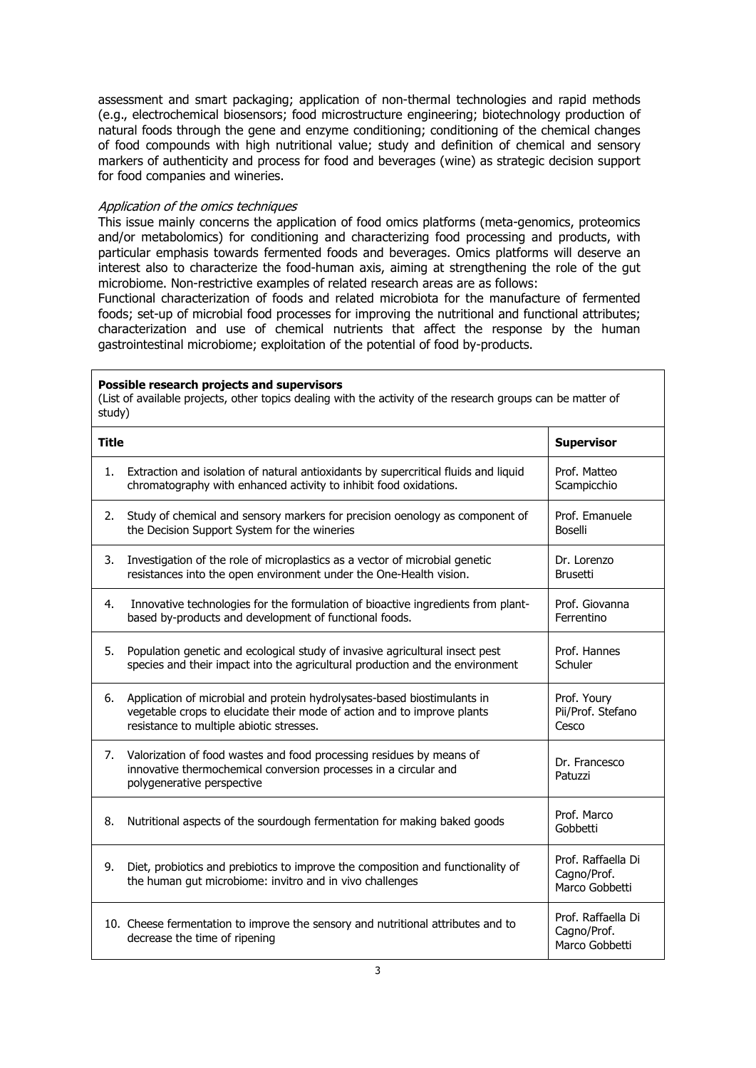assessment and smart packaging; application of non-thermal technologies and rapid methods (e.g., electrochemical biosensors; food microstructure engineering; biotechnology production of natural foods through the gene and enzyme conditioning; conditioning of the chemical changes of food compounds with high nutritional value; study and definition of chemical and sensory markers of authenticity and process for food and beverages (wine) as strategic decision support for food companies and wineries.

*Application of the omics techniques*

This issue mainly concerns the application of food omics platforms (meta-genomics, proteomics and/or metabolomics) for conditioning and characterizing food processing and products, with particular emphasis towards fermented foods and beverages. Omics platforms will deserve an interest also to characterize the food-human axis, aiming at strengthening the role of the gut microbiome. Non-restrictive examples of related research areas are as follows:

Functional characterization of foods and related microbiota for the manufacture of fermented foods; set-up of microbial food processes for improving the nutritional and functional attributes; characterization and use of chemical nutrients that affect the response by the human gastrointestinal microbiome; exploitation of the potential of food by-products.

**Possible research projects and supervisors**

(List of available projects, other topics dealing with the activity of the research groups can be matter of study)

| Title | Supervisor |
|---|---|
| 1. Extraction and isolation of natural antioxidants by supercritical fluids and liquid chromatography with enhanced activity to inhibit food oxidations. | Prof. Matteo Scampicchio |
| 2. Study of chemical and sensory markers for precision oenology as component of the Decision Support System for the wineries | Prof. Emanuele Boselli |
| 3. Investigation of the role of microplastics as a vector of microbial genetic resistances into the open environment under the One-Health vision. | Dr. Lorenzo Brusetti |
| 4. Innovative technologies for the formulation of bioactive ingredients from plant-based by-products and development of functional foods. | Prof. Giovanna Ferrentino |
| 5. Population genetic and ecological study of invasive agricultural insect pest species and their impact into the agricultural production and the environment | Prof. Hannes Schuler |
| 6. Application of microbial and protein hydrolysates-based biostimulants in vegetable crops to elucidate their mode of action and to improve plants resistance to multiple abiotic stresses. | Prof. Youry Pii/Prof. Stefano Cesco |
| 7. Valorization of food wastes and food processing residues by means of innovative thermochemical conversion processes in a circular and polygenerative perspective | Dr. Francesco Patuzzi |
| 8. Nutritional aspects of the sourdough fermentation for making baked goods | Prof. Marco Gobbetti |
| 9. Diet, probiotics and prebiotics to improve the composition and functionality of the human gut microbiome: invitro and in vivo challenges | Prof. Raffaella Di Cagno/Prof. Marco Gobbetti |
| 10. Cheese fermentation to improve the sensory and nutritional attributes and to decrease the time of ripening | Prof. Raffaella Di Cagno/Prof. Marco Gobbetti |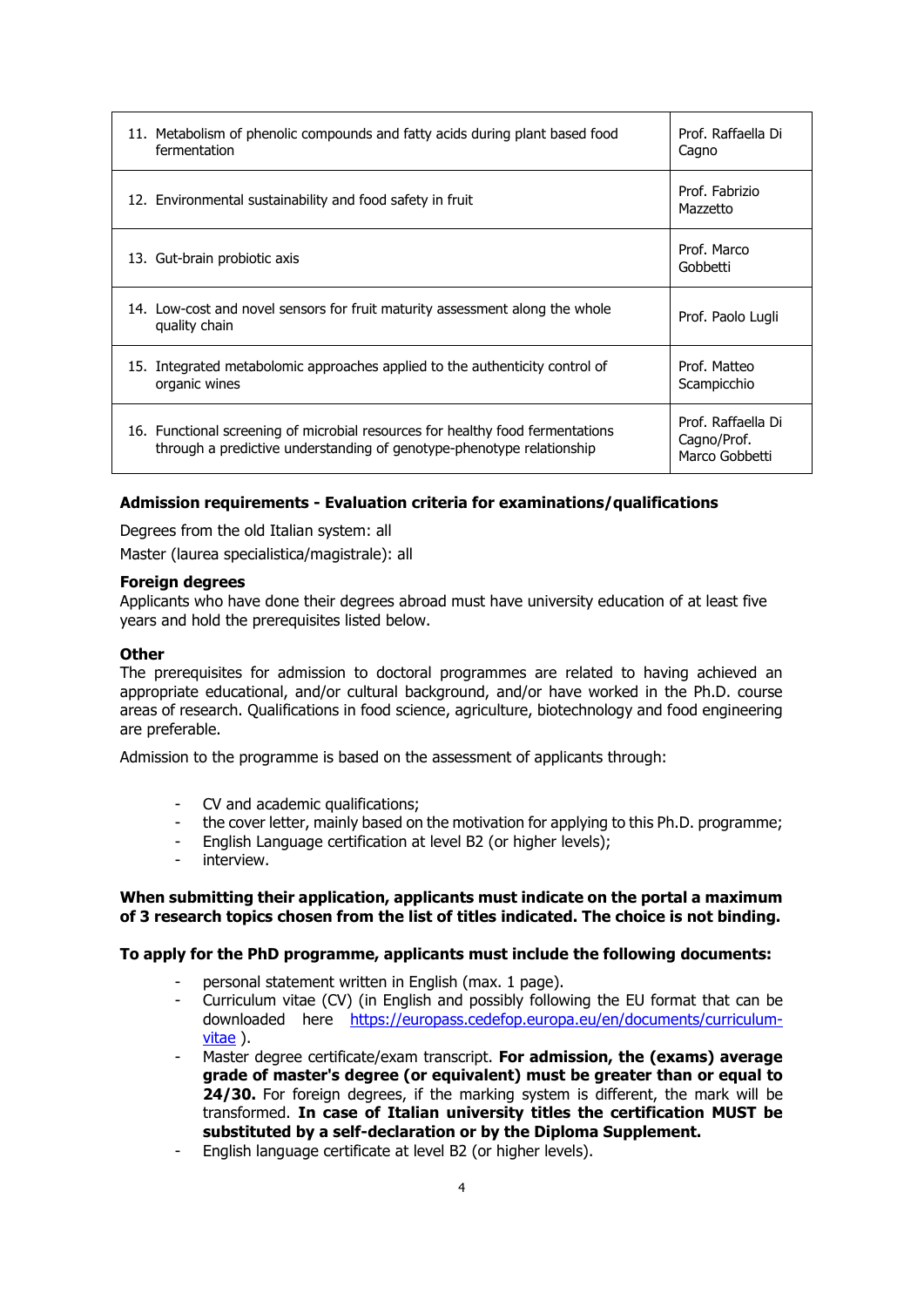| | |
|---|---|
| 11. Metabolism of phenolic compounds and fatty acids during plant based food fermentation | Prof. Raffaella Di Cagno |
| 12. Environmental sustainability and food safety in fruit | Prof. Fabrizio Mazzetto |
| 13. Gut-brain probiotic axis | Prof. Marco Gobbetti |
| 14. Low-cost and novel sensors for fruit maturity assessment along the whole quality chain | Prof. Paolo Lugli |
| 15. Integrated metabolomic approaches applied to the authenticity control of organic wines | Prof. Matteo Scampicchio |
| 16. Functional screening of microbial resources for healthy food fermentations through a predictive understanding of genotype-phenotype relationship | Prof. Raffaella Di Cagno/Prof. Marco Gobbetti |

**Admission requirements - Evaluation criteria for examinations/qualifications**

Degrees from the old Italian system: all

Master (laurea specialistica/magistrale): all

**Foreign degrees**

Applicants who have done their degrees abroad must have university education of at least five years and hold the prerequisites listed below.

**Other**

The prerequisites for admission to doctoral programmes are related to having achieved an appropriate educational, and/or cultural background, and/or have worked in the Ph.D. course areas of research. Qualifications in food science, agriculture, biotechnology and food engineering are preferable.

Admission to the programme is based on the assessment of applicants through:

- CV and academic qualifications;
- the cover letter, mainly based on the motivation for applying to this Ph.D. programme;
- English Language certification at level B2 (or higher levels);
- interview.

**When submitting their application, applicants must indicate on the portal a maximum of 3 research topics chosen from the list of titles indicated. The choice is not binding.**

**To apply for the PhD programme, applicants must include the following documents:**

- personal statement written in English (max. 1 page).
- Curriculum vitae (CV) (in English and possibly following the EU format that can be downloaded here [https://europass.cedefop.europa.eu/en/documents/curriculum-vitae](https://europass.cedefop.europa.eu/en/documents/curriculum-vitae) ).
- Master degree certificate/exam transcript. **For admission, the (exams) average grade of master's degree (or equivalent) must be greater than or equal to 24/30.** For foreign degrees, if the marking system is different, the mark will be transformed. **In case of Italian university titles the certification MUST be substituted by a self-declaration or by the Diploma Supplement.**
- English language certificate at level B2 (or higher levels).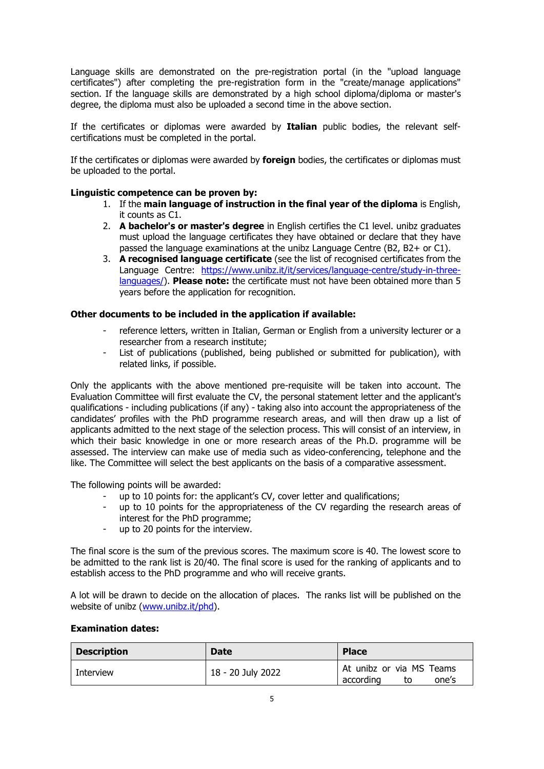Language skills are demonstrated on the pre-registration portal (in the "upload language certificates") after completing the pre-registration form in the "create/manage applications" section. If the language skills are demonstrated by a high school diploma/diploma or master's degree, the diploma must also be uploaded a second time in the above section.

If the certificates or diplomas were awarded by **Italian** public bodies, the relevant self-certifications must be completed in the portal.

If the certificates or diplomas were awarded by **foreign** bodies, the certificates or diplomas must be uploaded to the portal.

**Linguistic competence can be proven by:**

1. If the **main language of instruction in the final year of the diploma** is English, it counts as C1.
2. **A bachelor's or master's degree** in English certifies the C1 level. unibz graduates must upload the language certificates they have obtained or declare that they have passed the language examinations at the unibz Language Centre (B2, B2+ or C1).
3. **A recognised language certificate** (see the list of recognised certificates from the Language Centre: [https://www.unibz.it/it/services/language-centre/study-in-three-languages/](https://www.unibz.it/it/services/language-centre/study-in-three-languages/)). **Please note:** the certificate must not have been obtained more than 5 years before the application for recognition.

**Other documents to be included in the application if available:**

- reference letters, written in Italian, German or English from a university lecturer or a researcher from a research institute;
- List of publications (published, being published or submitted for publication), with related links, if possible.

Only the applicants with the above mentioned pre-requisite will be taken into account. The Evaluation Committee will first evaluate the CV, the personal statement letter and the applicant's qualifications - including publications (if any) - taking also into account the appropriateness of the candidates' profiles with the PhD programme research areas, and will then draw up a list of applicants admitted to the next stage of the selection process. This will consist of an interview, in which their basic knowledge in one or more research areas of the Ph.D. programme will be assessed. The interview can make use of media such as video-conferencing, telephone and the like. The Committee will select the best applicants on the basis of a comparative assessment.

The following points will be awarded:

- up to 10 points for: the applicant's CV, cover letter and qualifications;
- up to 10 points for the appropriateness of the CV regarding the research areas of interest for the PhD programme;
- up to 20 points for the interview.

The final score is the sum of the previous scores. The maximum score is 40. The lowest score to be admitted to the rank list is 20/40. The final score is used for the ranking of applicants and to establish access to the PhD programme and who will receive grants.

A lot will be drawn to decide on the allocation of places. The ranks list will be published on the website of unibz ([www.unibz.it/phd](www.unibz.it/phd)).

**Examination dates:**

| Description | Date | Place |
| --- | --- | --- |
| Interview | 18 - 20 July 2022 | At unibz or via MS Teams according to one's |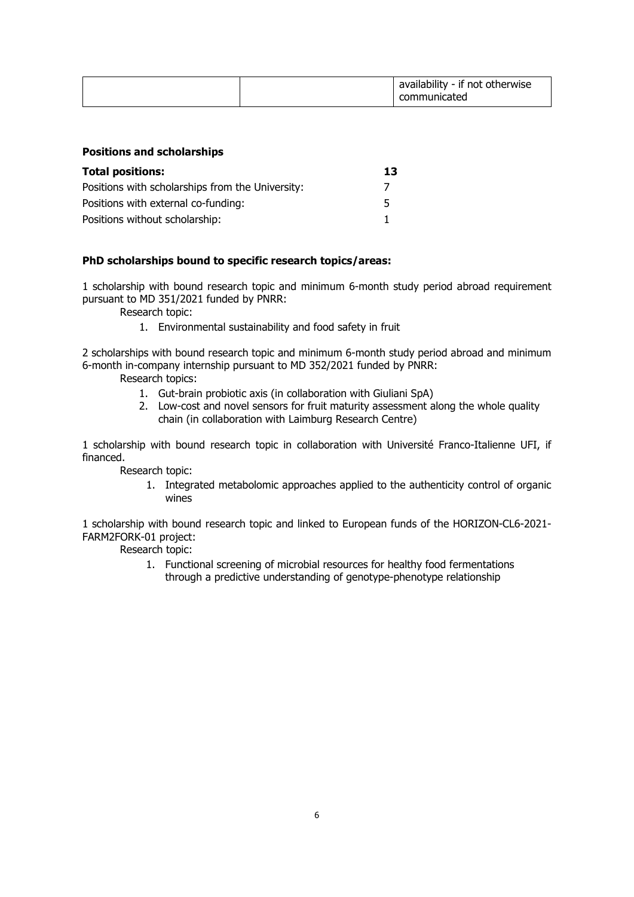| | | |
|---|---|---|
| | | availability - if not otherwise communicated |

**Positions and scholarships**

| | |
|---|---|
| **Total positions:** | **13** |
| Positions with scholarships from the University: | 7 |
| Positions with external co-funding: | 5 |
| Positions without scholarship: | 1 |

**PhD scholarships bound to specific research topics/areas:**

1 scholarship with bound research topic and minimum 6-month study period abroad requirement pursuant to MD 351/2021 funded by PNRR:

Research topic:

1. Environmental sustainability and food safety in fruit

2 scholarships with bound research topic and minimum 6-month study period abroad and minimum 6-month in-company internship pursuant to MD 352/2021 funded by PNRR:

Research topics:

1. Gut-brain probiotic axis (in collaboration with Giuliani SpA)
2. Low-cost and novel sensors for fruit maturity assessment along the whole quality chain (in collaboration with Laimburg Research Centre)

1 scholarship with bound research topic in collaboration with Université Franco-Italienne UFI, if financed.

Research topic:

1. Integrated metabolomic approaches applied to the authenticity control of organic wines

1 scholarship with bound research topic and linked to European funds of the HORIZON-CL6-2021-FARM2FORK-01 project:

Research topic:

1. Functional screening of microbial resources for healthy food fermentations through a predictive understanding of genotype-phenotype relationship